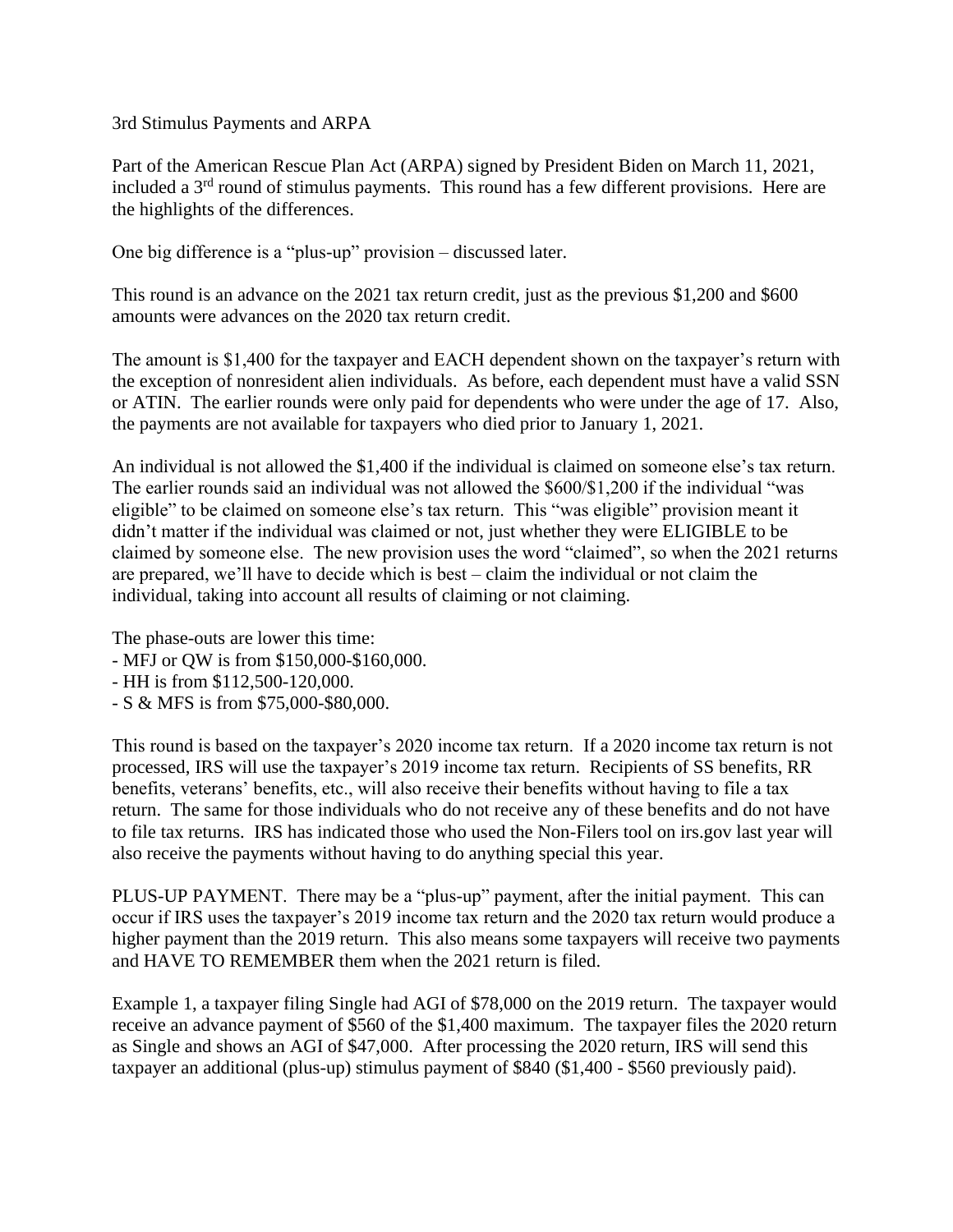3rd Stimulus Payments and ARPA

Part of the American Rescue Plan Act (ARPA) signed by President Biden on March 11, 2021, included a 3rd round of stimulus payments. This round has a few different provisions. Here are the highlights of the differences.

One big difference is a "plus-up" provision – discussed later.

This round is an advance on the 2021 tax return credit, just as the previous $1,200 and $600 amounts were advances on the 2020 tax return credit.

The amount is $1,400 for the taxpayer and EACH dependent shown on the taxpayer's return with the exception of nonresident alien individuals. As before, each dependent must have a valid SSN or ATIN. The earlier rounds were only paid for dependents who were under the age of 17. Also, the payments are not available for taxpayers who died prior to January 1, 2021.

An individual is not allowed the $1,400 if the individual is claimed on someone else's tax return. The earlier rounds said an individual was not allowed the $600/$1,200 if the individual "was eligible" to be claimed on someone else's tax return. This "was eligible" provision meant it didn't matter if the individual was claimed or not, just whether they were ELIGIBLE to be claimed by someone else. The new provision uses the word "claimed", so when the 2021 returns are prepared, we'll have to decide which is best – claim the individual or not claim the individual, taking into account all results of claiming or not claiming.

The phase-outs are lower this time:
- MFJ or QW is from $150,000-$160,000.
- HH is from $112,500-120,000.
- S & MFS is from $75,000-$80,000.

This round is based on the taxpayer's 2020 income tax return. If a 2020 income tax return is not processed, IRS will use the taxpayer's 2019 income tax return. Recipients of SS benefits, RR benefits, veterans' benefits, etc., will also receive their benefits without having to file a tax return. The same for those individuals who do not receive any of these benefits and do not have to file tax returns. IRS has indicated those who used the Non-Filers tool on irs.gov last year will also receive the payments without having to do anything special this year.

PLUS-UP PAYMENT. There may be a "plus-up" payment, after the initial payment. This can occur if IRS uses the taxpayer's 2019 income tax return and the 2020 tax return would produce a higher payment than the 2019 return. This also means some taxpayers will receive two payments and HAVE TO REMEMBER them when the 2021 return is filed.

Example 1, a taxpayer filing Single had AGI of $78,000 on the 2019 return. The taxpayer would receive an advance payment of $560 of the $1,400 maximum. The taxpayer files the 2020 return as Single and shows an AGI of $47,000. After processing the 2020 return, IRS will send this taxpayer an additional (plus-up) stimulus payment of $840 ($1,400 - $560 previously paid).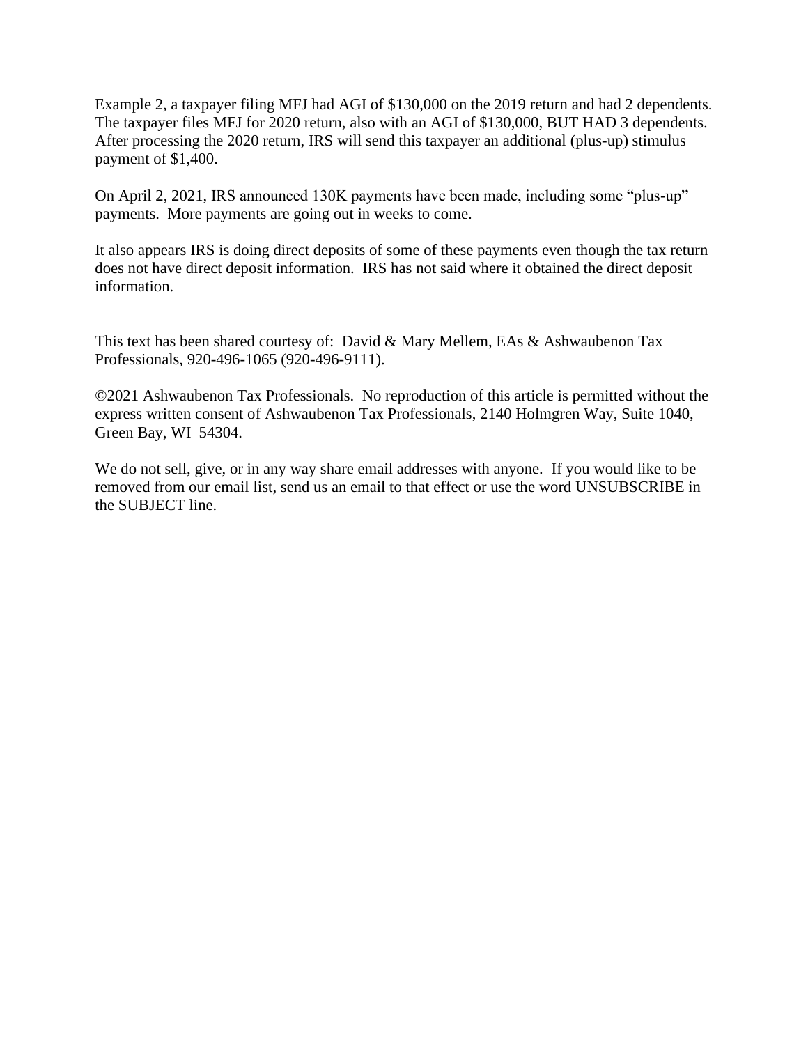Example 2, a taxpayer filing MFJ had AGI of $130,000 on the 2019 return and had 2 dependents. The taxpayer files MFJ for 2020 return, also with an AGI of $130,000, BUT HAD 3 dependents. After processing the 2020 return, IRS will send this taxpayer an additional (plus-up) stimulus payment of $1,400.

On April 2, 2021, IRS announced 130K payments have been made, including some "plus-up" payments. More payments are going out in weeks to come.

It also appears IRS is doing direct deposits of some of these payments even though the tax return does not have direct deposit information. IRS has not said where it obtained the direct deposit information.

This text has been shared courtesy of: David & Mary Mellem, EAs & Ashwaubenon Tax Professionals, 920-496-1065 (920-496-9111).

©2021 Ashwaubenon Tax Professionals. No reproduction of this article is permitted without the express written consent of Ashwaubenon Tax Professionals, 2140 Holmgren Way, Suite 1040, Green Bay, WI 54304.

We do not sell, give, or in any way share email addresses with anyone. If you would like to be removed from our email list, send us an email to that effect or use the word UNSUBSCRIBE in the SUBJECT line.